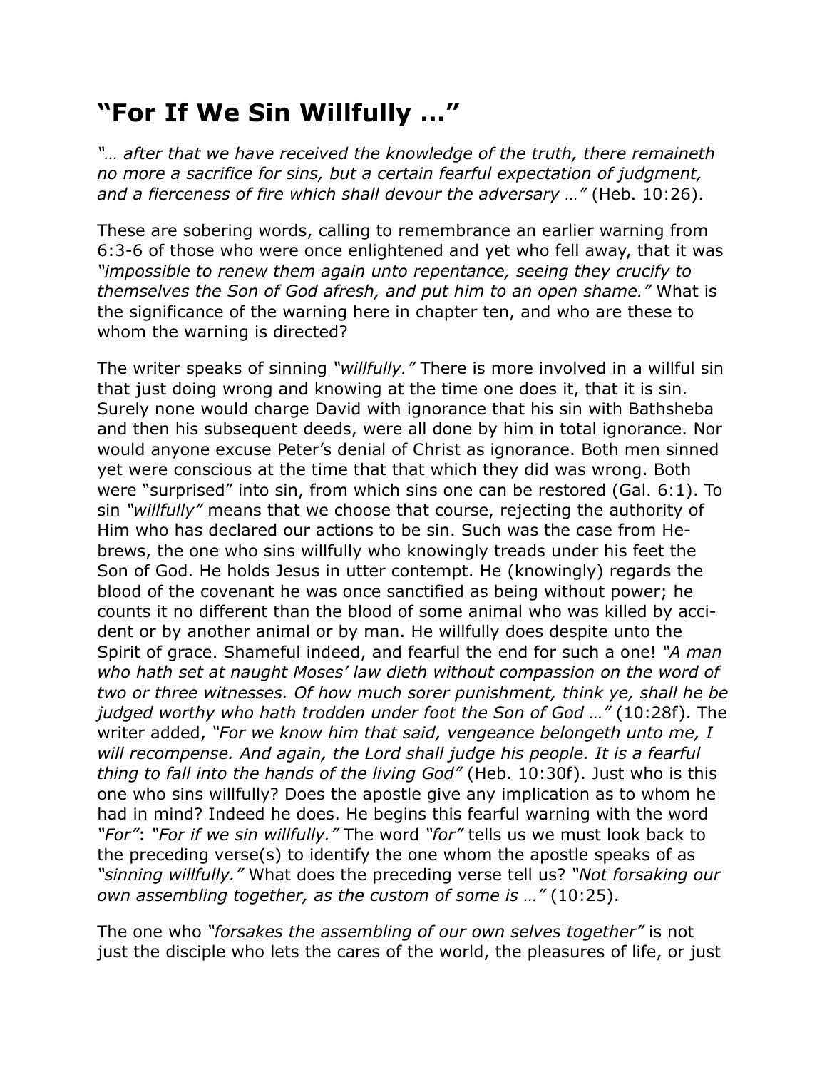## "For If We Sin Willfully …"

*"… after that we have received the knowledge of the truth, there remaineth no more a sacrifice for sins, but a certain fearful expectation of judgment, and a fierceness of fire which shall devour the adversary …"* (Heb. 10:26).

These are sobering words, calling to remembrance an earlier warning from 6:3-6 of those who were once enlightened and yet who fell away, that it was *"impossible to renew them again unto repentance, seeing they crucify to themselves the Son of God afresh, and put him to an open shame."* What is the significance of the warning here in chapter ten, and who are these to whom the warning is directed?

The writer speaks of sinning *"willfully."* There is more involved in a willful sin that just doing wrong and knowing at the time one does it, that it is sin. Surely none would charge David with ignorance that his sin with Bathsheba and then his subsequent deeds, were all done by him in total ignorance. Nor would anyone excuse Peter's denial of Christ as ignorance. Both men sinned yet were conscious at the time that that which they did was wrong. Both were "surprised" into sin, from which sins one can be restored (Gal. 6:1). To sin *"willfully"* means that we choose that course, rejecting the authority of Him who has declared our actions to be sin. Such was the case from Hebrews, the one who sins willfully who knowingly treads under his feet the Son of God. He holds Jesus in utter contempt. He (knowingly) regards the blood of the covenant he was once sanctified as being without power; he counts it no different than the blood of some animal who was killed by accident or by another animal or by man. He willfully does despite unto the Spirit of grace. Shameful indeed, and fearful the end for such a one! *"A man who hath set at naught Moses' law dieth without compassion on the word of two or three witnesses. Of how much sorer punishment, think ye, shall he be judged worthy who hath trodden under foot the Son of God …"* (10:28f). The writer added, *"For we know him that said, vengeance belongeth unto me, I will recompense. And again, the Lord shall judge his people. It is a fearful thing to fall into the hands of the living God"* (Heb. 10:30f). Just who is this one who sins willfully? Does the apostle give any implication as to whom he had in mind? Indeed he does. He begins this fearful warning with the word *"For"*: *"For if we sin willfully."* The word *"for"* tells us we must look back to the preceding verse(s) to identify the one whom the apostle speaks of as *"sinning willfully."* What does the preceding verse tell us? *"Not forsaking our own assembling together, as the custom of some is …"* (10:25).

The one who *"forsakes the assembling of our own selves together"* is not just the disciple who lets the cares of the world, the pleasures of life, or just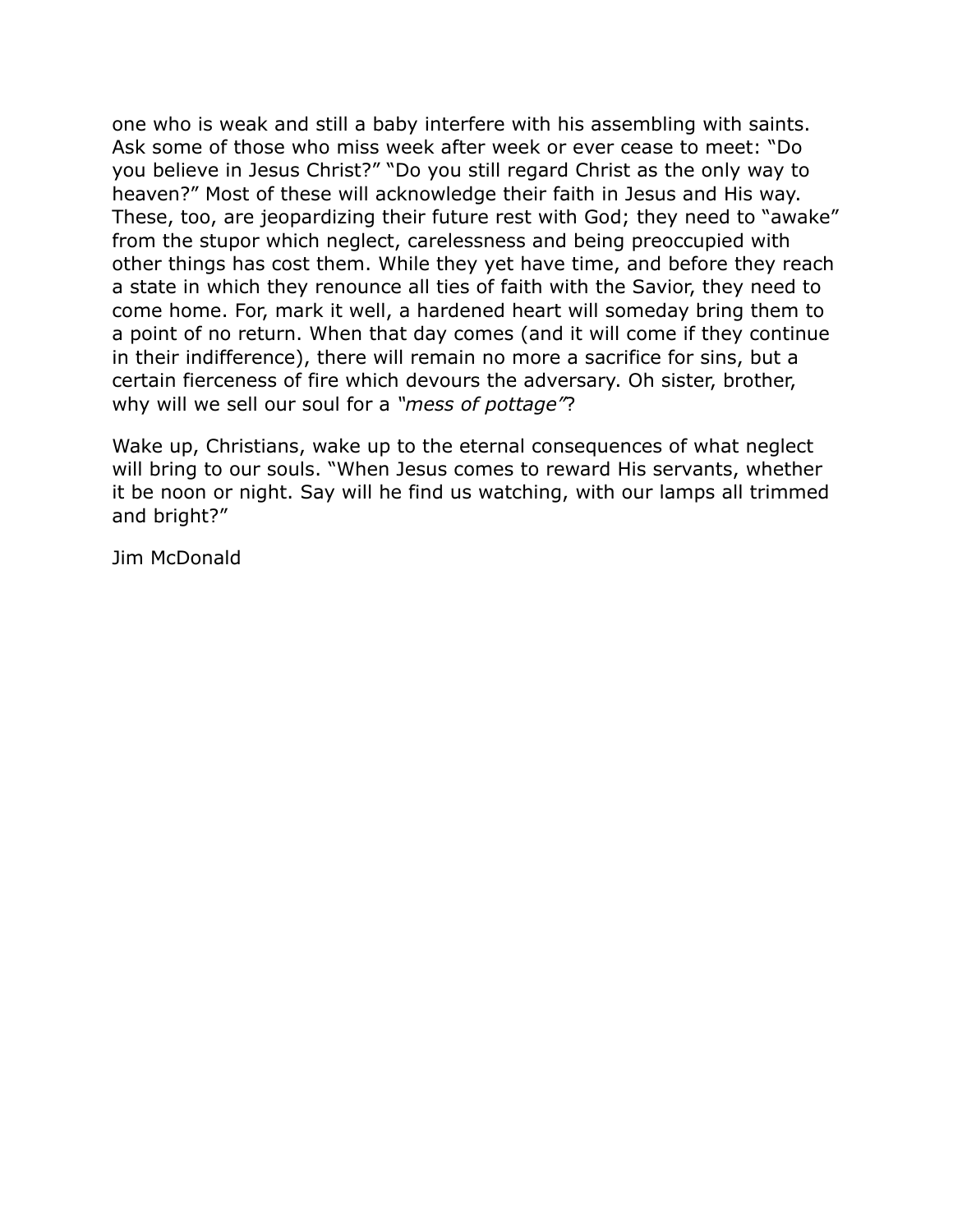one who is weak and still a baby interfere with his assembling with saints. Ask some of those who miss week after week or ever cease to meet: “Do you believe in Jesus Christ?” “Do you still regard Christ as the only way to heaven?” Most of these will acknowledge their faith in Jesus and His way. These, too, are jeopardizing their future rest with God; they need to “awake” from the stupor which neglect, carelessness and being preoccupied with other things has cost them. While they yet have time, and before they reach a state in which they renounce all ties of faith with the Savior, they need to come home. For, mark it well, a hardened heart will someday bring them to a point of no return. When that day comes (and it will come if they continue in their indifference), there will remain no more a sacrifice for sins, but a certain fierceness of fire which devours the adversary. Oh sister, brother, why will we sell our soul for a *“mess of pottage”*?

Wake up, Christians, wake up to the eternal consequences of what neglect will bring to our souls. “When Jesus comes to reward His servants, whether it be noon or night. Say will he find us watching, with our lamps all trimmed and bright?”

Jim McDonald